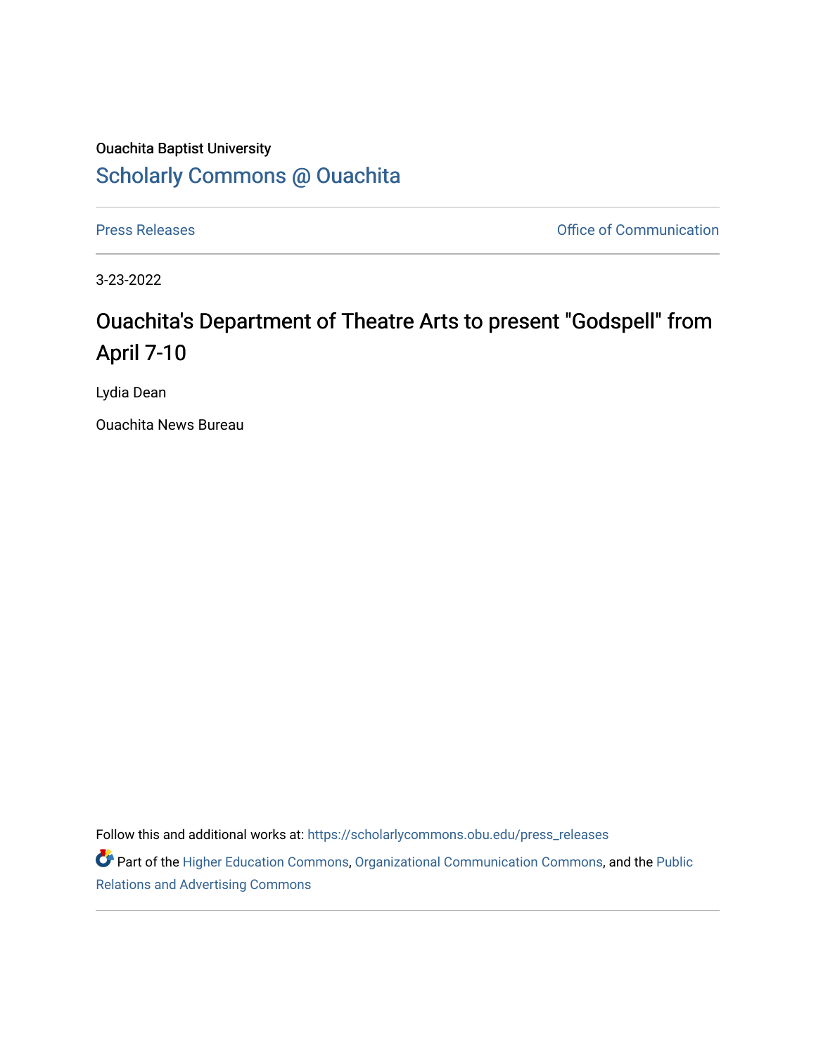Ouachita Baptist University

## Scholarly Commons @ Ouachita

Press Releases | Office of Communication

3-23-2022

# Ouachita's Department of Theatre Arts to present "Godspell" from April 7-10

Lydia Dean

Ouachita News Bureau

Follow this and additional works at: https://scholarlycommons.obu.edu/press_releases

Part of the Higher Education Commons, Organizational Communication Commons, and the Public Relations and Advertising Commons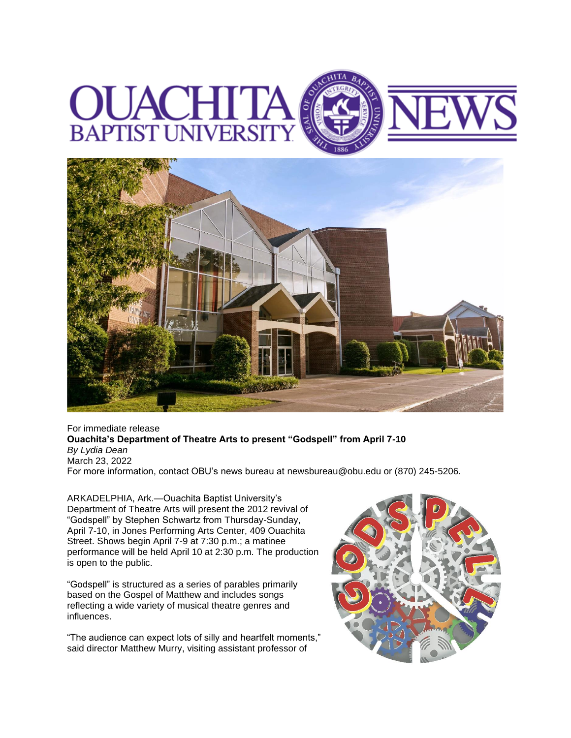For immediate release

**Ouachita's Department of Theatre Arts to present "Godspell" from April 7-10**

*By Lydia Dean*

March 23, 2022

For more information, contact OBU's news bureau at newsbureau@obu.edu or (870) 245-5206.

ARKADELPHIA, Ark.—Ouachita Baptist University's Department of Theatre Arts will present the 2012 revival of "Godspell" by Stephen Schwartz from Thursday-Sunday, April 7-10, in Jones Performing Arts Center, 409 Ouachita Street. Shows begin April 7-9 at 7:30 p.m.; a matinee performance will be held April 10 at 2:30 p.m. The production is open to the public.

"Godspell" is structured as a series of parables primarily based on the Gospel of Matthew and includes songs reflecting a wide variety of musical theatre genres and influences.

"The audience can expect lots of silly and heartfelt moments," said director Matthew Murry, visiting assistant professor of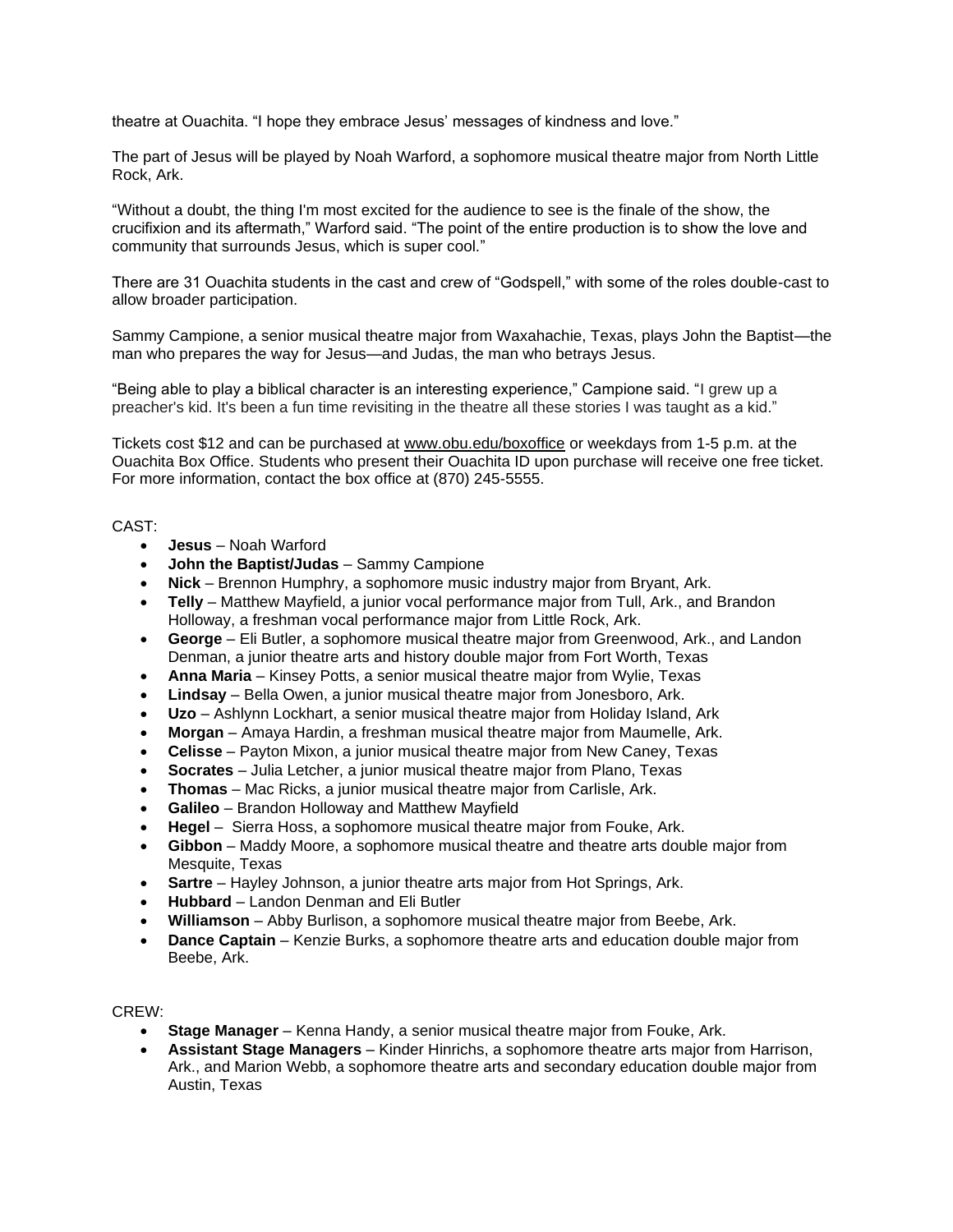theatre at Ouachita. “I hope they embrace Jesus’ messages of kindness and love.”

The part of Jesus will be played by Noah Warford, a sophomore musical theatre major from North Little Rock, Ark.

“Without a doubt, the thing I'm most excited for the audience to see is the finale of the show, the crucifixion and its aftermath,” Warford said. “The point of the entire production is to show the love and community that surrounds Jesus, which is super cool.”

There are 31 Ouachita students in the cast and crew of “Godspell,” with some of the roles double-cast to allow broader participation.

Sammy Campione, a senior musical theatre major from Waxahachie, Texas, plays John the Baptist—the man who prepares the way for Jesus—and Judas, the man who betrays Jesus.

“Being able to play a biblical character is an interesting experience,” Campione said. “I grew up a preacher's kid. It's been a fun time revisiting in the theatre all these stories I was taught as a kid.”

Tickets cost $12 and can be purchased at www.obu.edu/boxoffice or weekdays from 1-5 p.m. at the Ouachita Box Office. Students who present their Ouachita ID upon purchase will receive one free ticket. For more information, contact the box office at (870) 245-5555.

CAST:

- **Jesus** – Noah Warford
- **John the Baptist/Judas** – Sammy Campione
- **Nick** – Brennon Humphry, a sophomore music industry major from Bryant, Ark.
- **Telly** – Matthew Mayfield, a junior vocal performance major from Tull, Ark., and Brandon Holloway, a freshman vocal performance major from Little Rock, Ark.
- **George** – Eli Butler, a sophomore musical theatre major from Greenwood, Ark., and Landon Denman, a junior theatre arts and history double major from Fort Worth, Texas
- **Anna Maria** – Kinsey Potts, a senior musical theatre major from Wylie, Texas
- **Lindsay** – Bella Owen, a junior musical theatre major from Jonesboro, Ark.
- **Uzo** – Ashlynn Lockhart, a senior musical theatre major from Holiday Island, Ark
- **Morgan** – Amaya Hardin, a freshman musical theatre major from Maumelle, Ark.
- **Celisse** – Payton Mixon, a junior musical theatre major from New Caney, Texas
- **Socrates** – Julia Letcher, a junior musical theatre major from Plano, Texas
- **Thomas** – Mac Ricks, a junior musical theatre major from Carlisle, Ark.
- **Galileo** – Brandon Holloway and Matthew Mayfield
- **Hegel** – Sierra Hoss, a sophomore musical theatre major from Fouke, Ark.
- **Gibbon** – Maddy Moore, a sophomore musical theatre and theatre arts double major from Mesquite, Texas
- **Sartre** – Hayley Johnson, a junior theatre arts major from Hot Springs, Ark.
- **Hubbard** – Landon Denman and Eli Butler
- **Williamson** – Abby Burlison, a sophomore musical theatre major from Beebe, Ark.
- **Dance Captain** – Kenzie Burks, a sophomore theatre arts and education double major from Beebe, Ark.

CREW:

- **Stage Manager** – Kenna Handy, a senior musical theatre major from Fouke, Ark.
- **Assistant Stage Managers** – Kinder Hinrichs, a sophomore theatre arts major from Harrison, Ark., and Marion Webb, a sophomore theatre arts and secondary education double major from Austin, Texas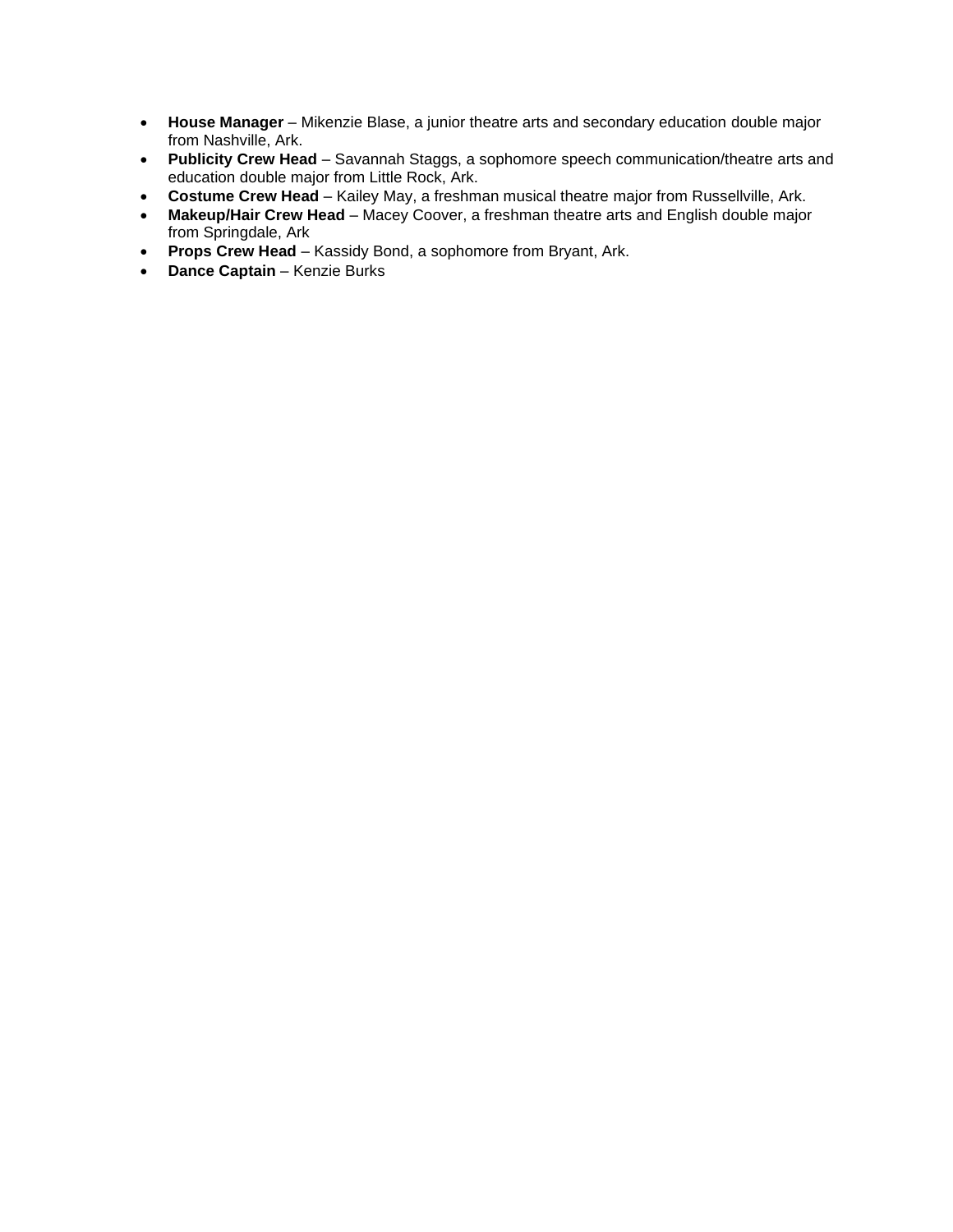- **House Manager** – Mikenzie Blase, a junior theatre arts and secondary education double major from Nashville, Ark.
- **Publicity Crew Head** – Savannah Staggs, a sophomore speech communication/theatre arts and education double major from Little Rock, Ark.
- **Costume Crew Head** – Kailey May, a freshman musical theatre major from Russellville, Ark.
- **Makeup/Hair Crew Head** – Macey Coover, a freshman theatre arts and English double major from Springdale, Ark
- **Props Crew Head** – Kassidy Bond, a sophomore from Bryant, Ark.
- **Dance Captain** – Kenzie Burks